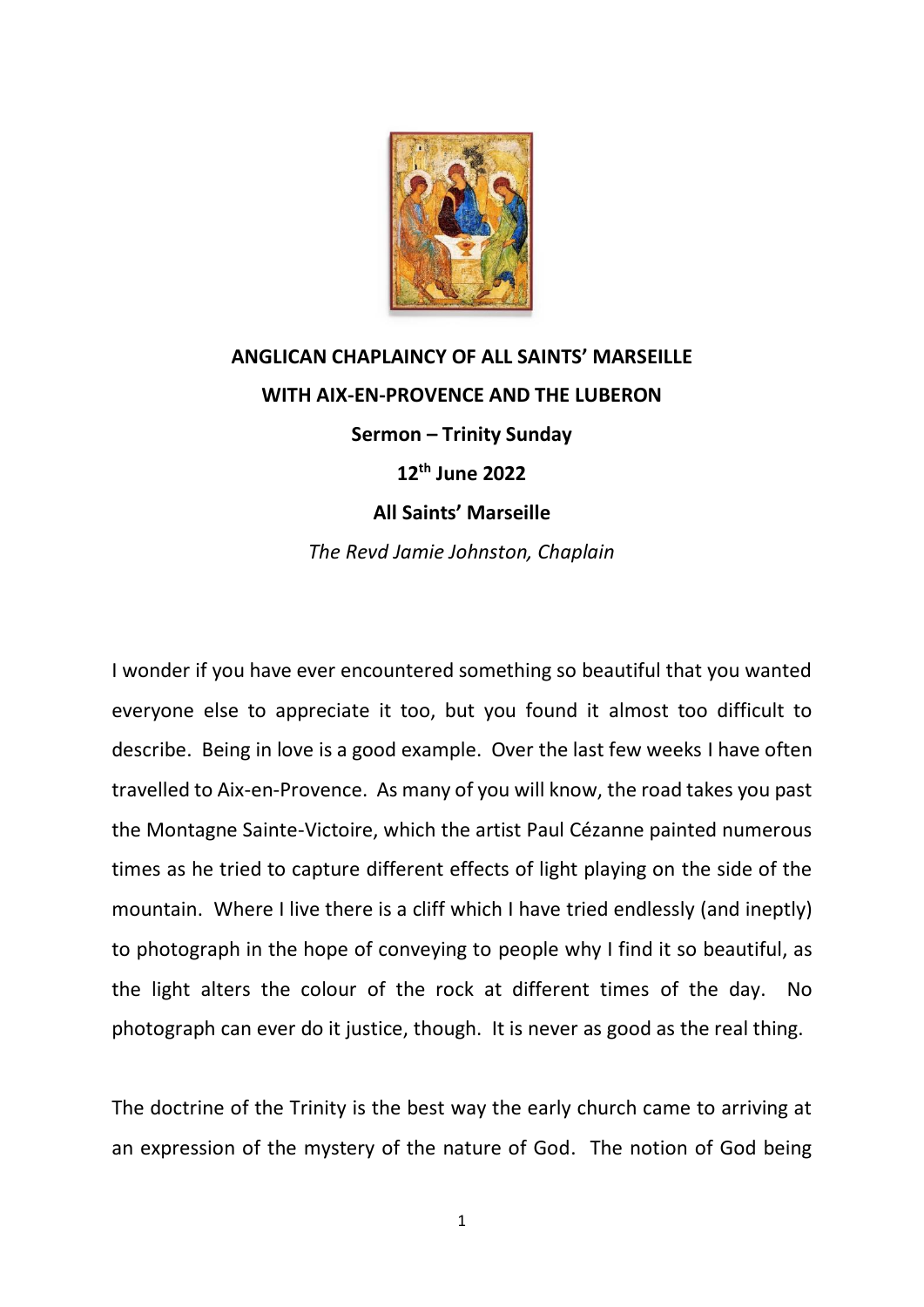**ANGLICAN CHAPLAINCY OF ALL SAINTS' MARSEILLE**

**WITH AIX-EN-PROVENCE AND THE LUBERON**

**Sermon – Trinity Sunday**

**12th June 2022**

**All Saints' Marseille**

*The Revd Jamie Johnston, Chaplain*

I wonder if you have ever encountered something so beautiful that you wanted everyone else to appreciate it too, but you found it almost too difficult to describe. Being in love is a good example. Over the last few weeks I have often travelled to Aix-en-Provence. As many of you will know, the road takes you past the Montagne Sainte-Victoire, which the artist Paul Cézanne painted numerous times as he tried to capture different effects of light playing on the side of the mountain. Where I live there is a cliff which I have tried endlessly (and ineptly) to photograph in the hope of conveying to people why I find it so beautiful, as the light alters the colour of the rock at different times of the day. No photograph can ever do it justice, though. It is never as good as the real thing.

The doctrine of the Trinity is the best way the early church came to arriving at an expression of the mystery of the nature of God. The notion of God being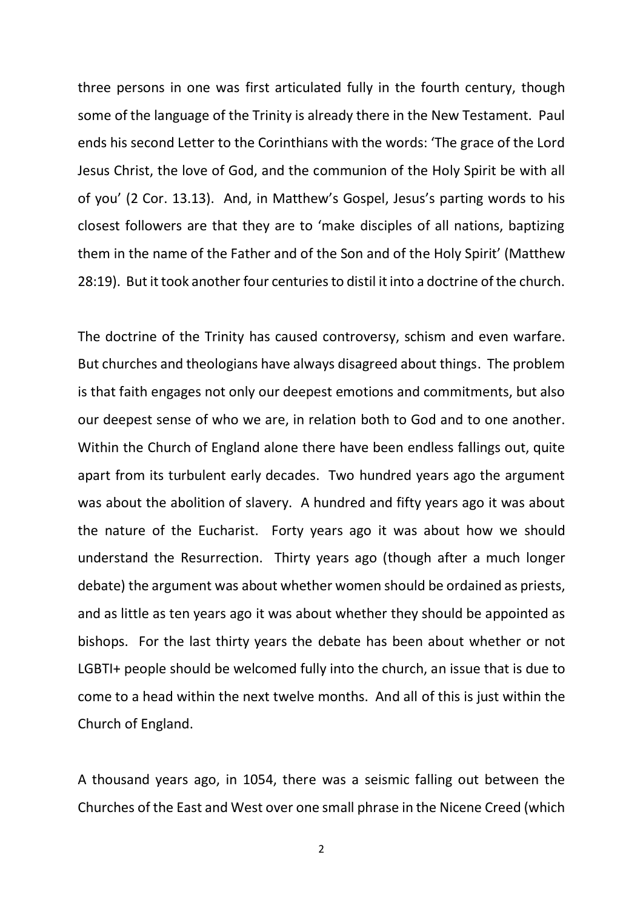three persons in one was first articulated fully in the fourth century, though some of the language of the Trinity is already there in the New Testament. Paul ends his second Letter to the Corinthians with the words: 'The grace of the Lord Jesus Christ, the love of God, and the communion of the Holy Spirit be with all of you' (2 Cor. 13.13). And, in Matthew's Gospel, Jesus's parting words to his closest followers are that they are to 'make disciples of all nations, baptizing them in the name of the Father and of the Son and of the Holy Spirit' (Matthew 28:19). But it took another four centuries to distil it into a doctrine of the church.

The doctrine of the Trinity has caused controversy, schism and even warfare. But churches and theologians have always disagreed about things. The problem is that faith engages not only our deepest emotions and commitments, but also our deepest sense of who we are, in relation both to God and to one another. Within the Church of England alone there have been endless fallings out, quite apart from its turbulent early decades. Two hundred years ago the argument was about the abolition of slavery. A hundred and fifty years ago it was about the nature of the Eucharist. Forty years ago it was about how we should understand the Resurrection. Thirty years ago (though after a much longer debate) the argument was about whether women should be ordained as priests, and as little as ten years ago it was about whether they should be appointed as bishops. For the last thirty years the debate has been about whether or not LGBTI+ people should be welcomed fully into the church, an issue that is due to come to a head within the next twelve months. And all of this is just within the Church of England.

A thousand years ago, in 1054, there was a seismic falling out between the Churches of the East and West over one small phrase in the Nicene Creed (which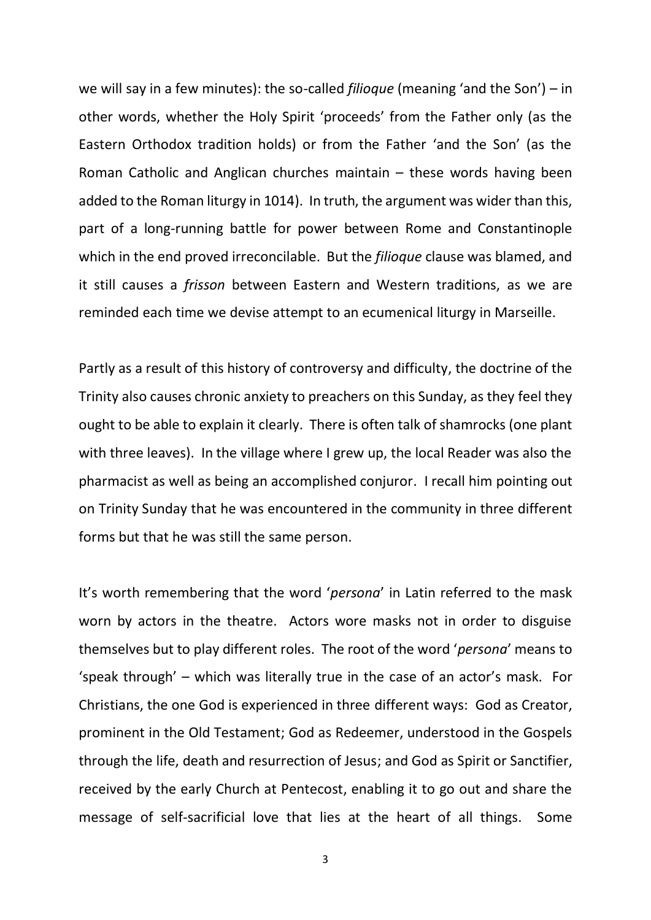we will say in a few minutes): the so-called *filioque* (meaning 'and the Son') – in other words, whether the Holy Spirit 'proceeds' from the Father only (as the Eastern Orthodox tradition holds) or from the Father 'and the Son' (as the Roman Catholic and Anglican churches maintain – these words having been added to the Roman liturgy in 1014). In truth, the argument was wider than this, part of a long-running battle for power between Rome and Constantinople which in the end proved irreconcilable. But the *filioque* clause was blamed, and it still causes a *frisson* between Eastern and Western traditions, as we are reminded each time we devise attempt to an ecumenical liturgy in Marseille.

Partly as a result of this history of controversy and difficulty, the doctrine of the Trinity also causes chronic anxiety to preachers on this Sunday, as they feel they ought to be able to explain it clearly. There is often talk of shamrocks (one plant with three leaves). In the village where I grew up, the local Reader was also the pharmacist as well as being an accomplished conjuror. I recall him pointing out on Trinity Sunday that he was encountered in the community in three different forms but that he was still the same person.

It's worth remembering that the word '*persona*' in Latin referred to the mask worn by actors in the theatre. Actors wore masks not in order to disguise themselves but to play different roles. The root of the word '*persona*' means to 'speak through' – which was literally true in the case of an actor's mask. For Christians, the one God is experienced in three different ways: God as Creator, prominent in the Old Testament; God as Redeemer, understood in the Gospels through the life, death and resurrection of Jesus; and God as Spirit or Sanctifier, received by the early Church at Pentecost, enabling it to go out and share the message of self-sacrificial love that lies at the heart of all things. Some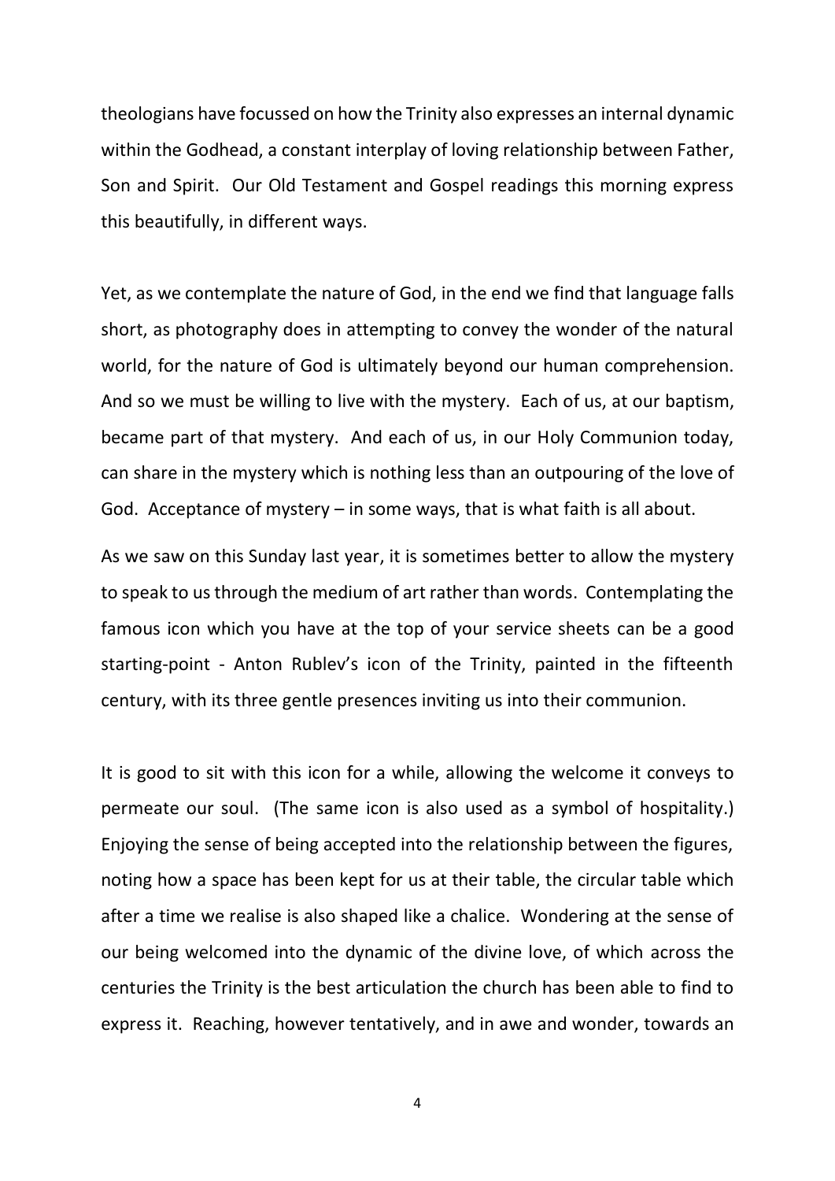theologians have focussed on how the Trinity also expresses an internal dynamic within the Godhead, a constant interplay of loving relationship between Father, Son and Spirit. Our Old Testament and Gospel readings this morning express this beautifully, in different ways.

Yet, as we contemplate the nature of God, in the end we find that language falls short, as photography does in attempting to convey the wonder of the natural world, for the nature of God is ultimately beyond our human comprehension. And so we must be willing to live with the mystery. Each of us, at our baptism, became part of that mystery. And each of us, in our Holy Communion today, can share in the mystery which is nothing less than an outpouring of the love of God. Acceptance of mystery – in some ways, that is what faith is all about.

As we saw on this Sunday last year, it is sometimes better to allow the mystery to speak to us through the medium of art rather than words. Contemplating the famous icon which you have at the top of your service sheets can be a good starting-point - Anton Rublev's icon of the Trinity, painted in the fifteenth century, with its three gentle presences inviting us into their communion.

It is good to sit with this icon for a while, allowing the welcome it conveys to permeate our soul. (The same icon is also used as a symbol of hospitality.) Enjoying the sense of being accepted into the relationship between the figures, noting how a space has been kept for us at their table, the circular table which after a time we realise is also shaped like a chalice. Wondering at the sense of our being welcomed into the dynamic of the divine love, of which across the centuries the Trinity is the best articulation the church has been able to find to express it. Reaching, however tentatively, and in awe and wonder, towards an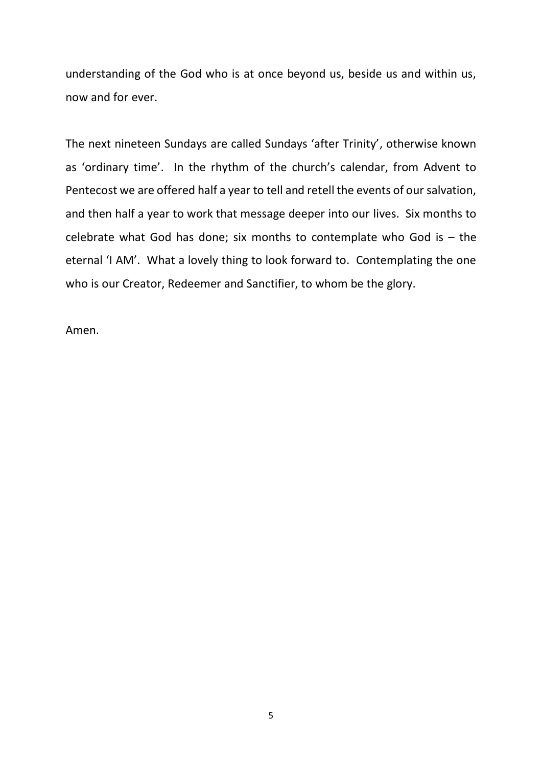understanding of the God who is at once beyond us, beside us and within us, now and for ever.

The next nineteen Sundays are called Sundays 'after Trinity', otherwise known as 'ordinary time'. In the rhythm of the church's calendar, from Advent to Pentecost we are offered half a year to tell and retell the events of our salvation, and then half a year to work that message deeper into our lives. Six months to celebrate what God has done; six months to contemplate who God is – the eternal 'I AM'. What a lovely thing to look forward to. Contemplating the one who is our Creator, Redeemer and Sanctifier, to whom be the glory.

Amen.